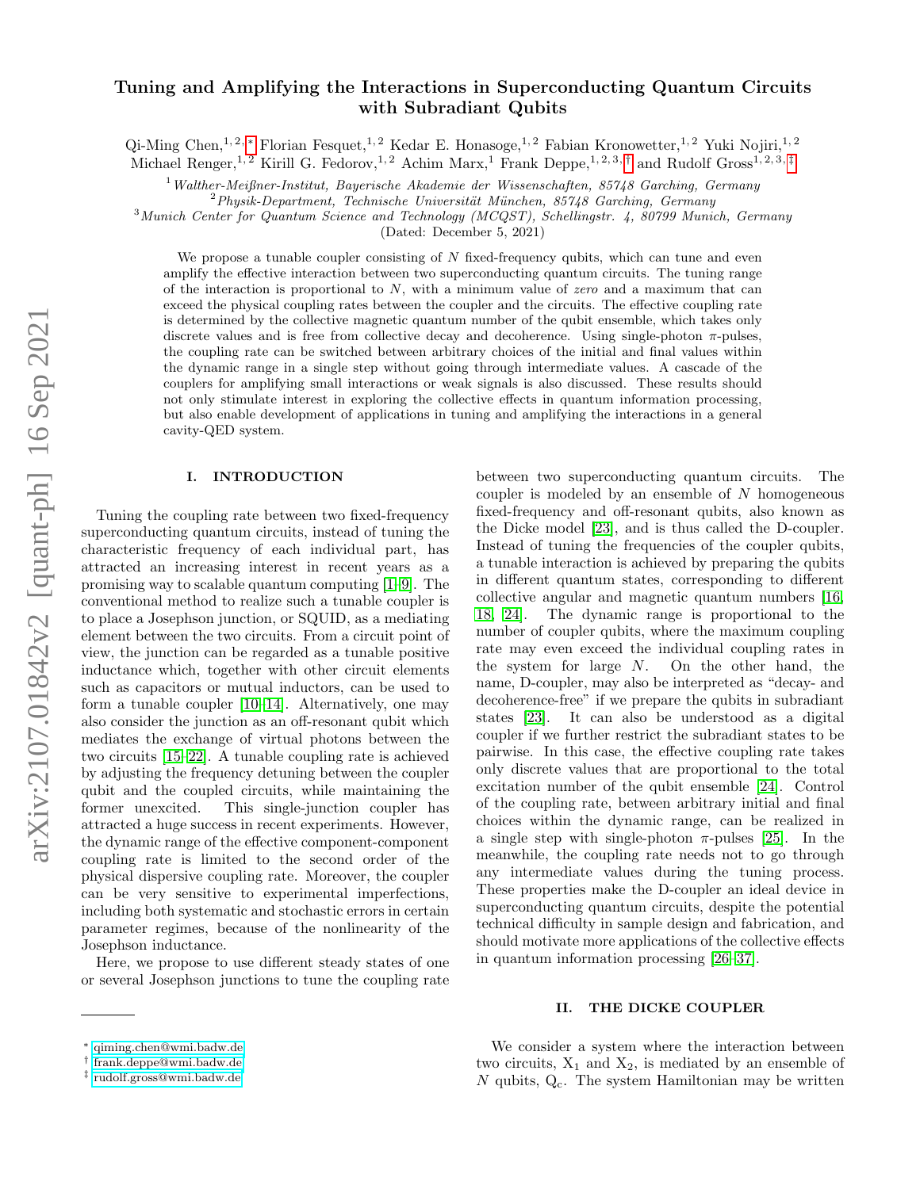# Tuning and Amplifying the Interactions in Superconducting Quantum Circuits with Subradiant Qubits

Qi-Ming Chen,[1,2,*] Florian Fesquet,[1,2] Kedar E. Honasoge,[1,2] Fabian Kronowetter,[1,2] Yuki Nojiri,[1,2] Michael Renger,[1,2] Kirill G. Fedorov,[1,2] Achim Marx,[1] Frank Deppe,[1,2,3,†] and Rudolf Gross[1,2,3,‡]

[1] *Walther-Meißner-Institut, Bayerische Akademie der Wissenschaften, 85748 Garching, Germany*
[2] *Physik-Department, Technische Universität München, 85748 Garching, Germany*
[3] *Munich Center for Quantum Science and Technology (MCQST), Schellingstr. 4, 80799 Munich, Germany*

(Dated: December 5, 2021)

We propose a tunable coupler consisting of $N$ fixed-frequency qubits, which can tune and even amplify the effective interaction between two superconducting quantum circuits. The tuning range of the interaction is proportional to $N$, with a minimum value of *zero* and a maximum that can exceed the physical coupling rates between the coupler and the circuits. The effective coupling rate is determined by the collective magnetic quantum number of the qubit ensemble, which takes only discrete values and is free from collective decay and decoherence. Using single-photon $\pi$-pulses, the coupling rate can be switched between arbitrary choices of the initial and final values within the dynamic range in a single step without going through intermediate values. A cascade of the couplers for amplifying small interactions or weak signals is also discussed. These results should not only stimulate interest in exploring the collective effects in quantum information processing, but also enable development of applications in tuning and amplifying the interactions in a general cavity-QED system.

## I. INTRODUCTION

Tuning the coupling rate between two fixed-frequency superconducting quantum circuits, instead of tuning the characteristic frequency of each individual part, has attracted an increasing interest in recent years as a promising way to scalable quantum computing [1–9]. The conventional method to realize such a tunable coupler is to place a Josephson junction, or SQUID, as a mediating element between the two circuits. From a circuit point of view, the junction can be regarded as a tunable positive inductance which, together with other circuit elements such as capacitors or mutual inductors, can be used to form a tunable coupler [10–14]. Alternatively, one may also consider the junction as an off-resonant qubit which mediates the exchange of virtual photons between the two circuits [15–22]. A tunable coupling rate is achieved by adjusting the frequency detuning between the coupler qubit and the coupled circuits, while maintaining the former unexcited. This single-junction coupler has attracted a huge success in recent experiments. However, the dynamic range of the effective component-component coupling rate is limited to the second order of the physical dispersive coupling rate. Moreover, the coupler can be very sensitive to experimental imperfections, including both systematic and stochastic errors in certain parameter regimes, because of the nonlinearity of the Josephson inductance.

Here, we propose to use different steady states of one or several Josephson junctions to tune the coupling rate between two superconducting quantum circuits. The coupler is modeled by an ensemble of $N$ homogeneous fixed-frequency and off-resonant qubits, also known as the Dicke model [23], and is thus called the D-coupler. Instead of tuning the frequencies of the coupler qubits, a tunable interaction is achieved by preparing the qubits in different quantum states, corresponding to different collective angular and magnetic quantum numbers [16, 18, 24]. The dynamic range is proportional to the number of coupler qubits, where the maximum coupling rate may even exceed the individual coupling rates in the system for large $N$. On the other hand, the name, D-coupler, may also be interpreted as "decay- and decoherence-free" if we prepare the qubits in subradiant states [23]. It can also be understood as a digital coupler if we further restrict the subradiant states to be pairwise. In this case, the effective coupling rate takes only discrete values that are proportional to the total excitation number of the qubit ensemble [24]. Control of the coupling rate, between arbitrary initial and final choices within the dynamic range, can be realized in a single step with single-photon $\pi$-pulses [25]. In the meanwhile, the coupling rate needs not to go through any intermediate values during the tuning process. These properties make the D-coupler an ideal device in superconducting quantum circuits, despite the potential technical difficulty in sample design and fabrication, and should motivate more applications of the collective effects in quantum information processing [26–37].

## II. THE DICKE COUPLER

We consider a system where the interaction between two circuits, $X_1$ and $X_2$, is mediated by an ensemble of $N$ qubits, $Q_c$. The system Hamiltonian may be written

---

* qiming.chen@wmi.badw.de
† frank.deppe@wmi.badw.de
‡ rudolf.gross@wmi.badw.de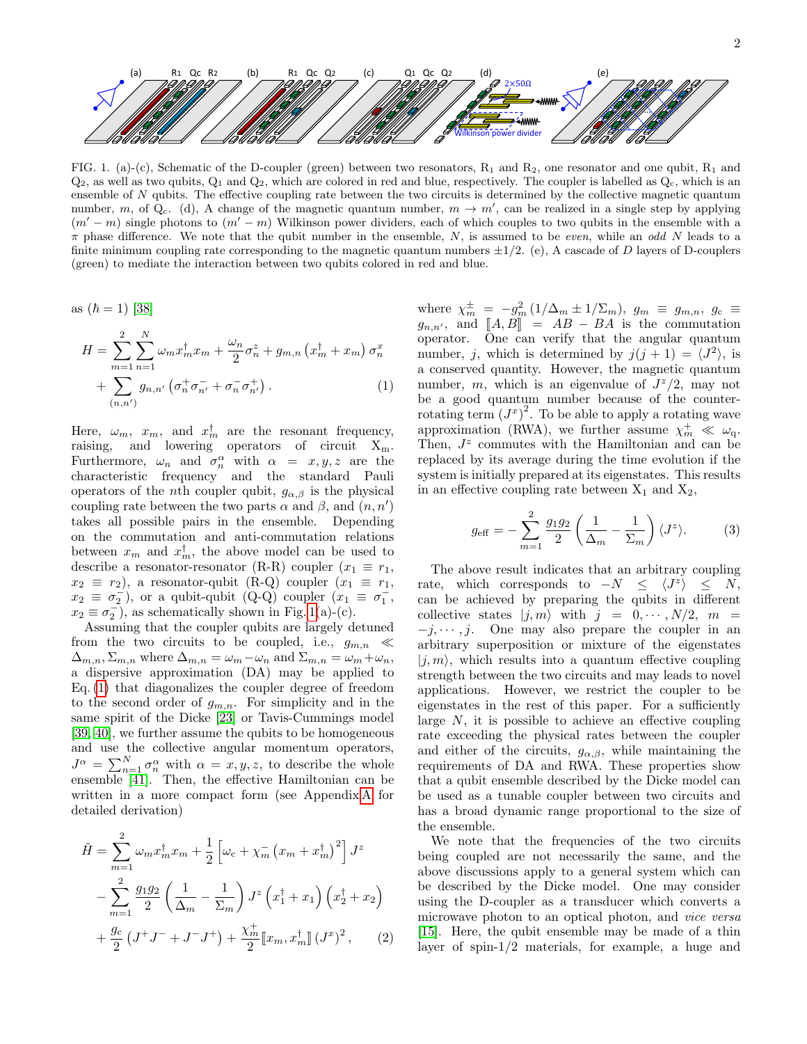FIG. 1. (a)-(c), Schematic of the D-coupler (green) between two resonators, $R_1$ and $R_2$, one resonator and one qubit, $R_1$ and $Q_2$, as well as two qubits, $Q_1$ and $Q_2$, which are colored in red and blue, respectively. The coupler is labelled as $Q_c$, which is an ensemble of $N$ qubits. The effective coupling rate between the two circuits is determined by the collective magnetic quantum number, $m$, of $Q_c$. (d), A change of the magnetic quantum number, $m \to m'$, can be realized in a single step by applying $(m'-m)$ single photons to $(m'-m)$ Wilkinson power dividers, each of which couples to two qubits in the ensemble with a $\pi$ phase difference. We note that the qubit number in the ensemble, $N$, is assumed to be *even*, while an *odd* $N$ leads to a finite minimum coupling rate corresponding to the magnetic quantum numbers $\pm 1/2$. (e), A cascade of $D$ layers of D-couplers (green) to mediate the interaction between two qubits colored in red and blue.

as ($\hbar = 1$) [38]

$$H = \sum_{m=1}^{2}\sum_{n=1}^{N} \omega_m x_m^\dagger x_m + \frac{\omega_n}{2}\sigma_n^z + g_{m,n}\left(x_m^\dagger + x_m\right)\sigma_n^x + \sum_{(n,n')} g_{n,n'}\left(\sigma_n^+\sigma_{n'}^- + \sigma_n^-\sigma_{n'}^+\right). \quad (1)$$

Here, $\omega_m$, $x_m$, and $x_m^\dagger$ are the resonant frequency, raising, and lowering operators of circuit $X_m$. Furthermore, $\omega_n$ and $\sigma_n^\alpha$ with $\alpha = x, y, z$ are the characteristic frequency and the standard Pauli operators of the $n$th coupler qubit, $g_{\alpha,\beta}$ is the physical coupling rate between the two parts $\alpha$ and $\beta$, and $(n, n')$ takes all possible pairs in the ensemble. Depending on the commutation and anti-commutation relations between $x_m$ and $x_m^\dagger$, the above model can be used to describe a resonator-resonator (R-R) coupler ($x_1 \equiv r_1$, $x_2 \equiv r_2$), a resonator-qubit (R-Q) coupler ($x_1 \equiv r_1$, $x_2 \equiv \sigma_2^-$), or a qubit-qubit (Q-Q) coupler ($x_1 \equiv \sigma_1^-$, $x_2 \equiv \sigma_2^-$), as schematically shown in Fig. 1(a)-(c).

Assuming that the coupler qubits are largely detuned from the two circuits to be coupled, i.e., $g_{m,n} \ll \Delta_{m,n}, \Sigma_{m,n}$ where $\Delta_{m,n} = \omega_m - \omega_n$ and $\Sigma_{m,n} = \omega_m + \omega_n$, a dispersive approximation (DA) may be applied to Eq. (1) that diagonalizes the coupler degree of freedom to the second order of $g_{m,n}$. For simplicity and in the same spirit of the Dicke [23] or Tavis-Cummings model [39, 40], we further assume the qubits to be homogeneous and use the collective angular momentum operators, $J^\alpha = \sum_{n=1}^{N}\sigma_n^\alpha$ with $\alpha = x, y, z$, to describe the whole ensemble [41]. Then, the effective Hamiltonian can be written in a more compact form (see Appendix A for detailed derivation)

$$\begin{aligned}\tilde{H} = &\sum_{m=1}^{2}\omega_m x_m^\dagger x_m + \frac{1}{2}\left[\omega_c + \chi_m^-\left(x_m + x_m^\dagger\right)^2\right]J^z \\ &- \sum_{m=1}^{2}\frac{g_1 g_2}{2}\left(\frac{1}{\Delta_m} - \frac{1}{\Sigma_m}\right)J^z\left(x_1^\dagger + x_1\right)\left(x_2^\dagger + x_2\right) \\ &+ \frac{g_c}{2}\left(J^+J^- + J^-J^+\right) + \frac{\chi_m^+}{2}[\![x_m, x_m^\dagger]\!]\left(J^x\right)^2, \quad (2)\end{aligned}$$

where $\chi_m^\pm = -g_m^2\left(1/\Delta_m \pm 1/\Sigma_m\right)$, $g_m \equiv g_{m,n}$, $g_c \equiv g_{n,n'}$, and $[\![A, B]\!] = AB - BA$ is the commutation operator. One can verify that the angular quantum number, $j$, which is determined by $j(j+1) = \langle J^2\rangle$, is a conserved quantity. However, the magnetic quantum number, $m$, which is an eigenvalue of $J^z/2$, may not be a good quantum number because of the counter-rotating term $\left(J^x\right)^2$. To be able to apply a rotating wave approximation (RWA), we further assume $\chi_m^+ \ll \omega_q$. Then, $J^z$ commutes with the Hamiltonian and can be replaced by its average during the time evolution if the system is initially prepared at its eigenstates. This results in an effective coupling rate between $X_1$ and $X_2$,

$$g_{\text{eff}} = -\sum_{m=1}^{2}\frac{g_1 g_2}{2}\left(\frac{1}{\Delta_m} - \frac{1}{\Sigma_m}\right)\langle J^z\rangle. \quad (3)$$

The above result indicates that an arbitrary coupling rate, which corresponds to $-N \leq \langle J^z\rangle \leq N$, can be achieved by preparing the qubits in different collective states $|j, m\rangle$ with $j = 0, \cdots, N/2$, $m = -j, \cdots, j$. One may also prepare the coupler in an arbitrary superposition or mixture of the eigenstates $|j, m\rangle$, which results into a quantum effective coupling strength between the two circuits and may leads to novel applications. However, we restrict the coupler to be eigenstates in the rest of this paper. For a sufficiently large $N$, it is possible to achieve an effective coupling rate exceeding the physical rates between the coupler and either of the circuits, $g_{\alpha,\beta}$, while maintaining the requirements of DA and RWA. These properties show that a qubit ensemble described by the Dicke model can be used as a tunable coupler between two circuits and has a broad dynamic range proportional to the size of the ensemble.

We note that the frequencies of the two circuits being coupled are not necessarily the same, and the above discussions apply to a general system which can be described by the Dicke model. One may consider using the D-coupler as a transducer which converts a microwave photon to an optical photon, and *vice versa* [15]. Here, the qubit ensemble may be made of a thin layer of spin-1/2 materials, for example, a huge and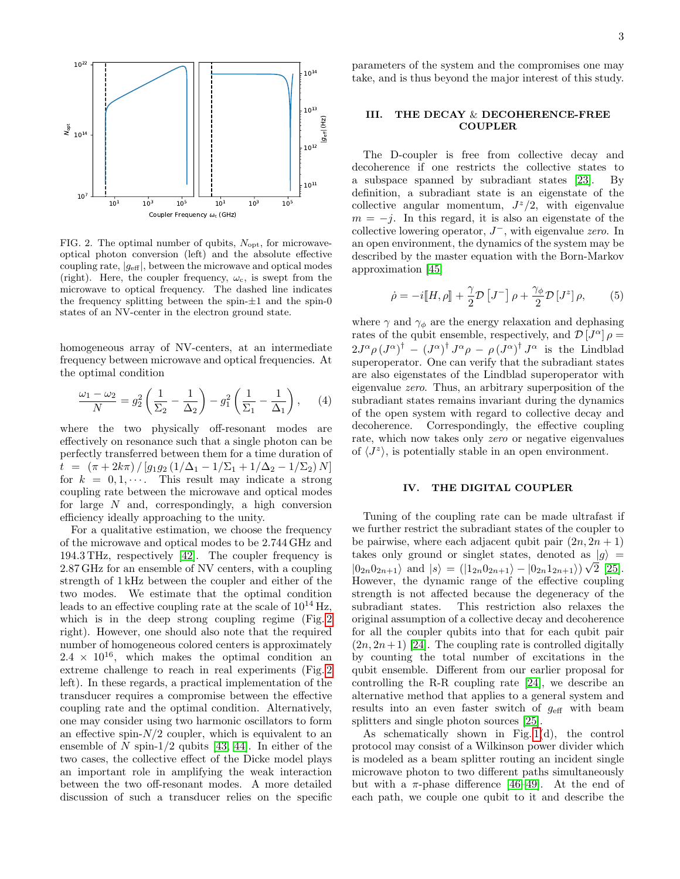FIG. 2. The optimal number of qubits, $N_{\rm opt}$, for microwave-optical photon conversion (left) and the absolute effective coupling rate, $|g_{\rm eff}|$, between the microwave and optical modes (right). Here, the coupler frequency, $\omega_c$, is swept from the microwave to optical frequency. The dashed line indicates the frequency splitting between the spin-$\pm1$ and the spin-0 states of an NV-center in the electron ground state.

homogeneous array of NV-centers, at an intermediate frequency between microwave and optical frequencies. At the optimal condition

$$\frac{\omega_1 - \omega_2}{N} = g_2^2\left(\frac{1}{\Sigma_2} - \frac{1}{\Delta_2}\right) - g_1^2\left(\frac{1}{\Sigma_1} - \frac{1}{\Delta_1}\right), \qquad (4)$$

where the two physically off-resonant modes are effectively on resonance such that a single photon can be perfectly transferred between them for a time duration of $t = (\pi + 2k\pi) / [g_1 g_2 (1/\Delta_1 - 1/\Sigma_1 + 1/\Delta_2 - 1/\Sigma_2) N]$ for $k = 0, 1, \cdots$. This result may indicate a strong coupling rate between the microwave and optical modes for large $N$ and, correspondingly, a high conversion efficiency ideally approaching to the unity.

For a qualitative estimation, we choose the frequency of the microwave and optical modes to be 2.744 GHz and 194.3 THz, respectively [42]. The coupler frequency is 2.87 GHz for an ensemble of NV centers, with a coupling strength of 1 kHz between the coupler and either of the two modes. We estimate that the optimal condition leads to an effective coupling rate at the scale of $10^{14}$ Hz, which is in the deep strong coupling regime (Fig. 2 right). However, one should also note that the required number of homogeneous colored centers is approximately $2.4 \times 10^{16}$, which makes the optimal condition an extreme challenge to reach in real experiments (Fig. 2 left). In these regards, a practical implementation of the transducer requires a compromise between the effective coupling rate and the optimal condition. Alternatively, one may consider using two harmonic oscillators to form an effective spin-$N/2$ coupler, which is equivalent to an ensemble of $N$ spin-1/2 qubits [43, 44]. In either of the two cases, the collective effect of the Dicke model plays an important role in amplifying the weak interaction between the two off-resonant modes. A more detailed discussion of such a transducer relies on the specific parameters of the system and the compromises one may take, and is thus beyond the major interest of this study.

## III. THE DECAY & DECOHERENCE-FREE COUPLER

The D-coupler is free from collective decay and decoherence if one restricts the collective states to a subspace spanned by subradiant states [23]. By definition, a subradiant state is an eigenstate of the collective angular momentum, $J^z/2$, with eigenvalue $m = -j$. In this regard, it is also an eigenstate of the collective lowering operator, $J^-$, with eigenvalue *zero*. In an open environment, the dynamics of the system may be described by the master equation with the Born-Markov approximation [45]

$$\dot{\rho} = -i[\![H, \rho]\!] + \frac{\gamma}{2}\mathcal{D}\left[J^-\right]\rho + \frac{\gamma_\phi}{2}\mathcal{D}\left[J^z\right]\rho, \qquad (5)$$

where $\gamma$ and $\gamma_\phi$ are the energy relaxation and dephasing rates of the qubit ensemble, respectively, and $\mathcal{D}\left[J^\alpha\right]\rho = 2J^\alpha \rho \left(J^\alpha\right)^\dagger - \left(J^\alpha\right)^\dagger J^\alpha \rho - \rho \left(J^\alpha\right)^\dagger J^\alpha$ is the Lindblad superoperator. One can verify that the subradiant states are also eigenstates of the Lindblad superoperator with eigenvalue *zero*. Thus, an arbitrary superposition of the subradiant states remains invariant during the dynamics of the open system with regard to collective decay and decoherence. Correspondingly, the effective coupling rate, which now takes only *zero* or negative eigenvalues of $\langle J^z \rangle$, is potentially stable in an open environment.

## IV. THE DIGITAL COUPLER

Tuning of the coupling rate can be made ultrafast if we further restrict the subradiant states of the coupler to be pairwise, where each adjacent qubit pair $(2n, 2n+1)$ takes only ground or singlet states, denoted as $|g\rangle = |0_{2n}0_{2n+1}\rangle$ and $|s\rangle = (|1_{2n}0_{2n+1}\rangle - |0_{2n}1_{2n+1}\rangle)\sqrt{2}$ [25]. However, the dynamic range of the effective coupling strength is not affected because the degeneracy of the subradiant states. This restriction also relaxes the original assumption of a collective decay and decoherence for all the coupler qubits into that for each qubit pair $(2n, 2n+1)$ [24]. The coupling rate is controlled digitally by counting the total number of excitations in the qubit ensemble. Different from our earlier proposal for controlling the R-R coupling rate [24], we describe an alternative method that applies to a general system and results into an even faster switch of $g_{\rm eff}$ with beam splitters and single photon sources [25].

As schematically shown in Fig. 1(d), the control protocol may consist of a Wilkinson power divider which is modeled as a beam splitter routing an incident single microwave photon to two different paths simultaneously but with a $\pi$-phase difference [46–49]. At the end of each path, we couple one qubit to it and describe the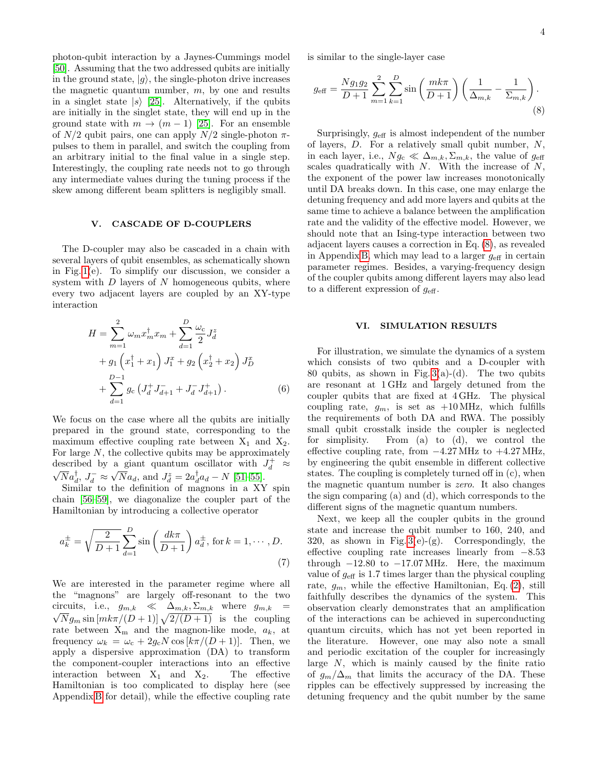photon-qubit interaction by a Jaynes-Cummings model [50]. Assuming that the two addressed qubits are initially in the ground state, $|g\rangle$, the single-photon drive increases the magnetic quantum number, $m$, by one and results in a singlet state $|s\rangle$ [25]. Alternatively, if the qubits are initially in the singlet state, they will end up in the ground state with $m \to (m-1)$ [25]. For an ensemble of $N/2$ qubit pairs, one can apply $N/2$ single-photon $\pi$-pulses to them in parallel, and switch the coupling from an arbitrary initial to the final value in a single step. Interestingly, the coupling rate needs not to go through any intermediate values during the tuning process if the skew among different beam splitters is negligibly small.

## V. CASCADE OF D-COUPLERS

The D-coupler may also be cascaded in a chain with several layers of qubit ensembles, as schematically shown in Fig. 1(e). To simplify our discussion, we consider a system with $D$ layers of $N$ homogeneous qubits, where every two adjacent layers are coupled by an XY-type interaction

$$
\begin{aligned}
H = & \sum_{m=1}^{2} \omega_m x_m^\dagger x_m + \sum_{d=1}^{D} \frac{\omega_c}{2} J_d^z \\
& + g_1 \left( x_1^\dagger + x_1 \right) J_1^x + g_2 \left( x_2^\dagger + x_2 \right) J_D^x \\
& + \sum_{d=1}^{D-1} g_c \left( J_d^+ J_{d+1}^- + J_d^- J_{d+1}^+ \right). \qquad (6)
\end{aligned}
$$

We focus on the case where all the qubits are initially prepared in the ground state, corresponding to the maximum effective coupling rate between $X_1$ and $X_2$. For large $N$, the collective qubits may be approximately described by a giant quantum oscillator with $J_d^+ \approx \sqrt{N} a_d^\dagger$, $J_d^- \approx \sqrt{N} a_d$, and $J_d^z = 2a_d^\dagger a_d - N$ [51–55].

Similar to the definition of magnons in a XY spin chain [56–59], we diagonalize the coupler part of the Hamiltonian by introducing a collective operator

$$
a_k^\pm = \sqrt{\frac{2}{D+1}} \sum_{d=1}^{D} \sin\left( \frac{dk\pi}{D+1} \right) a_d^\pm, \text{ for } k = 1, \cdots, D. \qquad (7)
$$

We are interested in the parameter regime where all the "magnons" are largely off-resonant to the two circuits, i.e., $g_{m,k} \ll \Delta_{m,k}, \Sigma_{m,k}$ where $g_{m,k} = \sqrt{N} g_m \sin\left[mk\pi/(D+1)\right] \sqrt{2/(D+1)}$ is the coupling rate between $X_m$ and the magnon-like mode, $a_k$, at frequency $\omega_k = \omega_c + 2g_c N \cos\left[k\pi/(D+1)\right]$. Then, we apply a dispersive approximation (DA) to transform the component-coupler interactions into an effective interaction between $X_1$ and $X_2$. The effective Hamiltonian is too complicated to display here (see Appendix B for detail), while the effective coupling rate is similar to the single-layer case

$$
g_{\text{eff}} = \frac{N g_1 g_2}{D+1} \sum_{m=1}^{2} \sum_{k=1}^{D} \sin\left( \frac{mk\pi}{D+1} \right) \left( \frac{1}{\Delta_{m,k}} - \frac{1}{\Sigma_{m,k}} \right). \qquad (8)
$$

Surprisingly, $g_{\text{eff}}$ is almost independent of the number of layers, $D$. For a relatively small qubit number, $N$, in each layer, i.e., $N g_c \ll \Delta_{m,k}, \Sigma_{m,k}$, the value of $g_{\text{eff}}$ scales quadratically with $N$. With the increase of $N$, the exponent of the power law increases monotonically until DA breaks down. In this case, one may enlarge the detuning frequency and add more layers and qubits at the same time to achieve a balance between the amplification rate and the validity of the effective model. However, we should note that an Ising-type interaction between two adjacent layers causes a correction in Eq. (8), as revealed in Appendix B, which may lead to a larger $g_{\text{eff}}$ in certain parameter regimes. Besides, a varying-frequency design of the coupler qubits among different layers may also lead to a different expression of $g_{\text{eff}}$.

## VI. SIMULATION RESULTS

For illustration, we simulate the dynamics of a system which consists of two qubits and a D-coupler with 80 qubits, as shown in Fig. 3(a)-(d). The two qubits are resonant at 1 GHz and largely detuned from the coupler qubits that are fixed at 4 GHz. The physical coupling rate, $g_m$, is set as +10 MHz, which fulfills the requirements of both DA and RWA. The possibly small qubit crosstalk inside the coupler is neglected for simplisity. From (a) to (d), we control the effective coupling rate, from −4.27 MHz to +4.27 MHz, by engineering the qubit ensemble in different collective states. The coupling is completely turned off in (c), when the magnetic quantum number is *zero*. It also changes the sign comparing (a) and (d), which corresponds to the different signs of the magnetic quantum numbers.

Next, we keep all the coupler qubits in the ground state and increase the qubit number to 160, 240, and 320, as shown in Fig. 3(e)-(g). Correspondingly, the effective coupling rate increases linearly from −8.53 through −12.80 to −17.07 MHz. Here, the maximum value of $g_{\text{eff}}$ is 1.7 times larger than the physical coupling rate, $g_m$, while the effective Hamiltonian, Eq. (2), still faithfully describes the dynamics of the system. This observation clearly demonstrates that an amplification of the interactions can be achieved in superconducting quantum circuits, which has not yet been reported in the literature. However, one may also note a small and periodic excitation of the coupler for increasingly large $N$, which is mainly caused by the finite ratio of $g_m/\Delta_m$ that limits the accuracy of the DA. These ripples can be effectively suppressed by increasing the detuning frequency and the qubit number by the same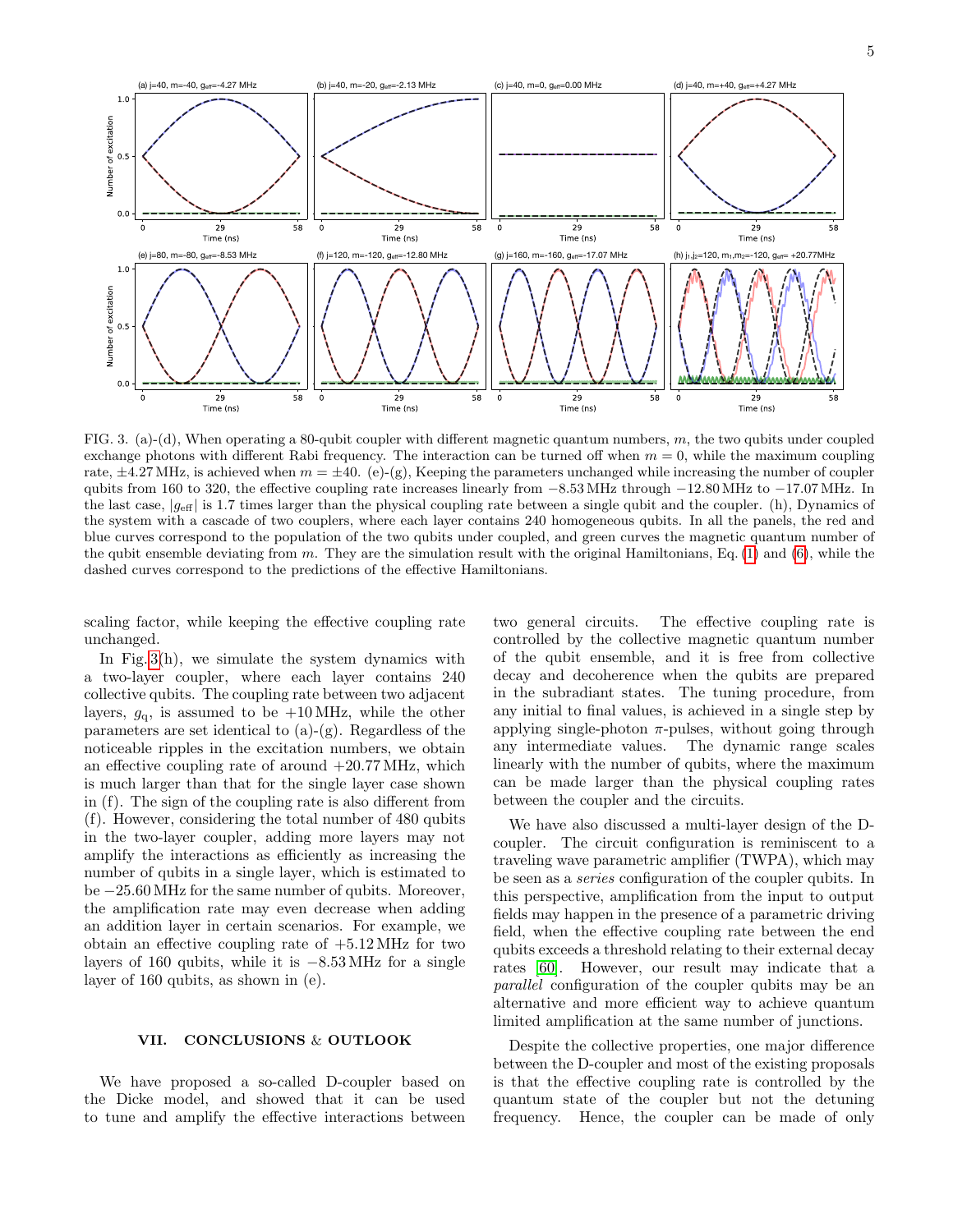FIG. 3. (a)-(d), When operating a 80-qubit coupler with different magnetic quantum numbers, $m$, the two qubits under coupled exchange photons with different Rabi frequency. The interaction can be turned off when $m = 0$, while the maximum coupling rate, $\pm 4.27\,\text{MHz}$, is achieved when $m = \pm 40$. (e)-(g), Keeping the parameters unchanged while increasing the number of coupler qubits from 160 to 320, the effective coupling rate increases linearly from $-8.53\,\text{MHz}$ through $-12.80\,\text{MHz}$ to $-17.07\,\text{MHz}$. In the last case, $|g_{\text{eff}}|$ is 1.7 times larger than the physical coupling rate between a single qubit and the coupler. (h), Dynamics of the system with a cascade of two couplers, where each layer contains 240 homogeneous qubits. In all the panels, the red and blue curves correspond to the population of the two qubits under coupled, and green curves the magnetic quantum number of the qubit ensemble deviating from $m$. They are the simulation result with the original Hamiltonians, Eq. (1) and (6), while the dashed curves correspond to the predictions of the effective Hamiltonians.

scaling factor, while keeping the effective coupling rate unchanged.

In Fig. 3(h), we simulate the system dynamics with a two-layer coupler, where each layer contains 240 collective qubits. The coupling rate between two adjacent layers, $g_{\text{q}}$, is assumed to be $+10\,\text{MHz}$, while the other parameters are set identical to (a)-(g). Regardless of the noticeable ripples in the excitation numbers, we obtain an effective coupling rate of around $+20.77\,\text{MHz}$, which is much larger than that for the single layer case shown in (f). The sign of the coupling rate is also different from (f). However, considering the total number of 480 qubits in the two-layer coupler, adding more layers may not amplify the interactions as efficiently as increasing the number of qubits in a single layer, which is estimated to be $-25.60\,\text{MHz}$ for the same number of qubits. Moreover, the amplification rate may even decrease when adding an addition layer in certain scenarios. For example, we obtain an effective coupling rate of $+5.12\,\text{MHz}$ for two layers of 160 qubits, while it is $-8.53\,\text{MHz}$ for a single layer of 160 qubits, as shown in (e).

## VII. CONCLUSIONS & OUTLOOK

We have proposed a so-called D-coupler based on the Dicke model, and showed that it can be used to tune and amplify the effective interactions between two general circuits. The effective coupling rate is controlled by the collective magnetic quantum number of the qubit ensemble, and it is free from collective decay and decoherence when the qubits are prepared in the subradiant states. The tuning procedure, from any initial to final values, is achieved in a single step by applying single-photon $\pi$-pulses, without going through any intermediate values. The dynamic range scales linearly with the number of qubits, where the maximum can be made larger than the physical coupling rates between the coupler and the circuits.

We have also discussed a multi-layer design of the D-coupler. The circuit configuration is reminiscent to a traveling wave parametric amplifier (TWPA), which may be seen as a *series* configuration of the coupler qubits. In this perspective, amplification from the input to output fields may happen in the presence of a parametric driving field, when the effective coupling rate between the end qubits exceeds a threshold relating to their external decay rates [60]. However, our result may indicate that a *parallel* configuration of the coupler qubits may be an alternative and more efficient way to achieve quantum limited amplification at the same number of junctions.

Despite the collective properties, one major difference between the D-coupler and most of the existing proposals is that the effective coupling rate is controlled by the quantum state of the coupler but not the detuning frequency. Hence, the coupler can be made of only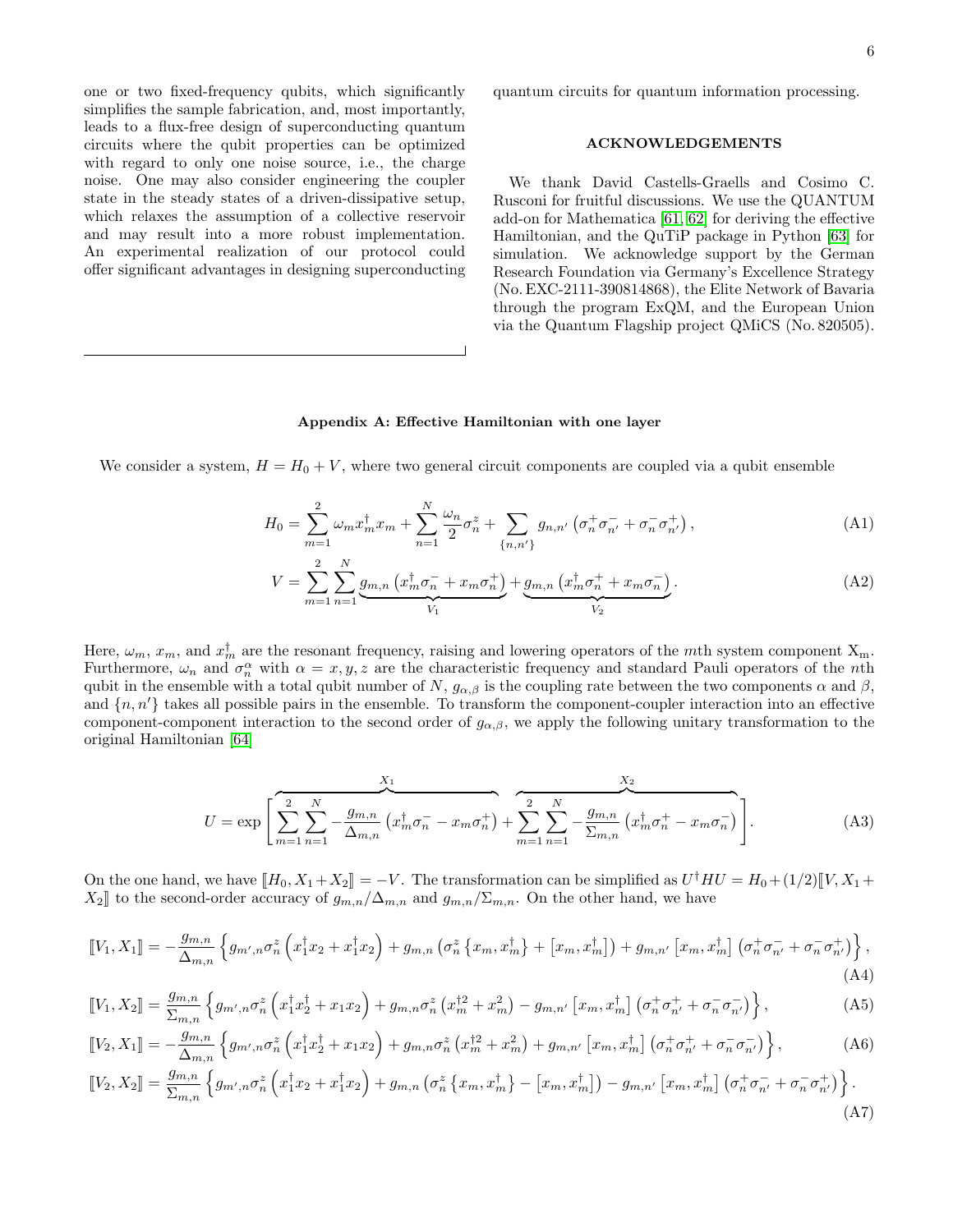one or two fixed-frequency qubits, which significantly simplifies the sample fabrication, and, most importantly, leads to a flux-free design of superconducting quantum circuits where the qubit properties can be optimized with regard to only one noise source, i.e., the charge noise. One may also consider engineering the coupler state in the steady states of a driven-dissipative setup, which relaxes the assumption of a collective reservoir and may result into a more robust implementation. An experimental realization of our protocol could offer significant advantages in designing superconducting quantum circuits for quantum information processing.

## ACKNOWLEDGEMENTS

We thank David Castells-Graells and Cosimo C. Rusconi for fruitful discussions. We use the QUANTUM add-on for Mathematica [61, 62] for deriving the effective Hamiltonian, and the QuTiP package in Python [63] for simulation. We acknowledge support by the German Research Foundation via Germany's Excellence Strategy (No. EXC-2111-390814868), the Elite Network of Bavaria through the program ExQM, and the European Union via the Quantum Flagship project QMiCS (No. 820505).

### Appendix A: Effective Hamiltonian with one layer

We consider a system, $H = H_0 + V$, where two general circuit components are coupled via a qubit ensemble

$$H_0 = \sum_{m=1}^{2} \omega_m x_m^\dagger x_m + \sum_{n=1}^{N} \frac{\omega_n}{2} \sigma_n^z + \sum_{\{n,n'\}} g_{n,n'} \left( \sigma_n^+ \sigma_{n'}^- + \sigma_n^- \sigma_{n'}^+ \right), \tag{A1}$$

$$V = \sum_{m=1}^{2} \sum_{n=1}^{N} \underbrace{g_{m,n} \left( x_m^\dagger \sigma_n^- + x_m \sigma_n^+ \right)}_{V_1} + \underbrace{g_{m,n} \left( x_m^\dagger \sigma_n^+ + x_m \sigma_n^- \right)}_{V_2}. \tag{A2}$$

Here, $\omega_m$, $x_m$, and $x_m^\dagger$ are the resonant frequency, raising and lowering operators of the $m$th system component $\mathrm{X_m}$. Furthermore, $\omega_n$ and $\sigma_n^\alpha$ with $\alpha = x, y, z$ are the characteristic frequency and standard Pauli operators of the $n$th qubit in the ensemble with a total qubit number of $N$, $g_{\alpha,\beta}$ is the coupling rate between the two components $\alpha$ and $\beta$, and $\{n, n'\}$ takes all possible pairs in the ensemble. To transform the component-coupler interaction into an effective component-component interaction to the second order of $g_{\alpha,\beta}$, we apply the following unitary transformation to the original Hamiltonian [64]

$$U = \exp\left[ \overbrace{\sum_{m=1}^{2} \sum_{n=1}^{N} -\frac{g_{m,n}}{\Delta_{m,n}} \left( x_m^\dagger \sigma_n^- - x_m \sigma_n^+ \right)}^{X_1} + \overbrace{\sum_{m=1}^{2} \sum_{n=1}^{N} -\frac{g_{m,n}}{\Sigma_{m,n}} \left( x_m^\dagger \sigma_n^+ - x_m \sigma_n^- \right)}^{X_2} \right]. \tag{A3}$$

On the one hand, we have $[\![H_0, X_1 + X_2]\!] = -V$. The transformation can be simplified as $U^\dagger H U = H_0 + (1/2)[\![V, X_1 + X_2]\!]$ to the second-order accuracy of $g_{m,n}/\Delta_{m,n}$ and $g_{m,n}/\Sigma_{m,n}$. On the other hand, we have

$$[\![V_1, X_1]\!] = -\frac{g_{m,n}}{\Delta_{m,n}} \left\{ g_{m',n} \sigma_n^z \left( x_1^\dagger x_2 + x_1^\dagger x_2 \right) + g_{m,n} \left( \sigma_n^z \left\{ x_m, x_m^\dagger \right\} + \left[ x_m, x_m^\dagger \right] \right) + g_{m,n'} \left[ x_m, x_m^\dagger \right] \left( \sigma_n^+ \sigma_{n'}^- + \sigma_n^- \sigma_{n'}^+ \right) \right\}, \tag{A4}$$

$$[\![V_1, X_2]\!] = \frac{g_{m,n}}{\Sigma_{m,n}} \left\{ g_{m',n} \sigma_n^z \left( x_1^\dagger x_2^\dagger + x_1 x_2 \right) + g_{m,n} \sigma_n^z \left( x_m^{\dagger 2} + x_m^2 \right) - g_{m,n'} \left[ x_m, x_m^\dagger \right] \left( \sigma_n^+ \sigma_{n'}^+ + \sigma_n^- \sigma_{n'}^- \right) \right\}, \tag{A5}$$

$$[\![V_2, X_1]\!] = -\frac{g_{m,n}}{\Delta_{m,n}} \left\{ g_{m',n} \sigma_n^z \left( x_1^\dagger x_2^\dagger + x_1 x_2 \right) + g_{m,n} \sigma_n^z \left( x_m^{\dagger 2} + x_m^2 \right) + g_{m,n'} \left[ x_m, x_m^\dagger \right] \left( \sigma_n^+ \sigma_{n'}^+ + \sigma_n^- \sigma_{n'}^- \right) \right\}, \tag{A6}$$

$$[\![V_2, X_2]\!] = \frac{g_{m,n}}{\Sigma_{m,n}} \left\{ g_{m',n} \sigma_n^z \left( x_1^\dagger x_2 + x_1^\dagger x_2 \right) + g_{m,n} \left( \sigma_n^z \left\{ x_m, x_m^\dagger \right\} - \left[ x_m, x_m^\dagger \right] \right) - g_{m,n'} \left[ x_m, x_m^\dagger \right] \left( \sigma_n^+ \sigma_{n'}^- + \sigma_n^- \sigma_{n'}^+ \right) \right\}. \tag{A7}$$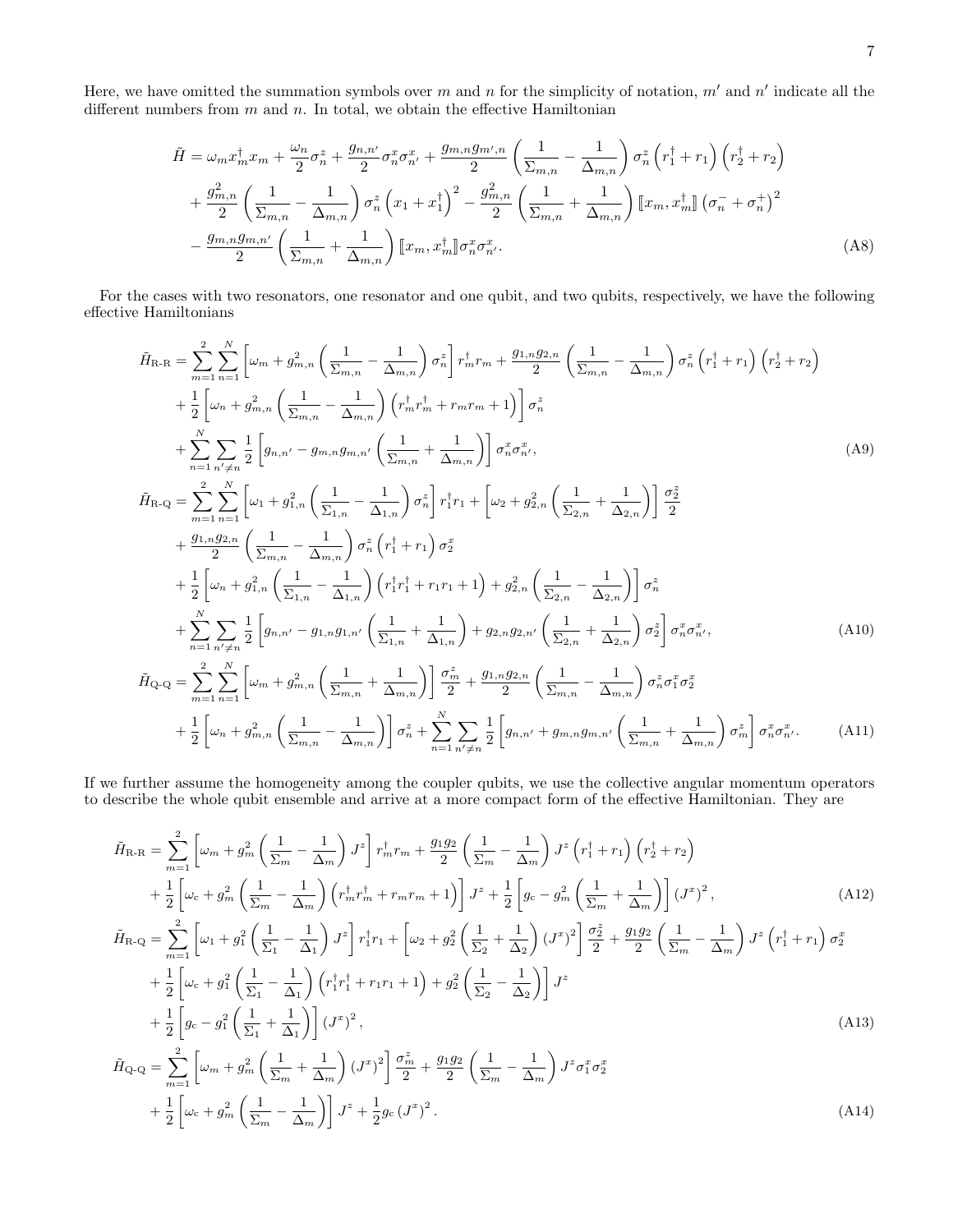Here, we have omitted the summation symbols over $m$ and $n$ for the simplicity of notation, $m'$ and $n'$ indicate all the different numbers from $m$ and $n$. In total, we obtain the effective Hamiltonian

$$
\begin{aligned}
\tilde{H} =& \omega_m x_m^\dagger x_m + \frac{\omega_n}{2}\sigma_n^z + \frac{g_{n,n'}}{2}\sigma_n^x\sigma_{n'}^x + \frac{g_{m,n}g_{m',n}}{2}\left(\frac{1}{\Sigma_{m,n}} - \frac{1}{\Delta_{m,n}}\right)\sigma_n^z\left(r_1^\dagger + r_1\right)\left(r_2^\dagger + r_2\right) \\
&+ \frac{g_{m,n}^2}{2}\left(\frac{1}{\Sigma_{m,n}} - \frac{1}{\Delta_{m,n}}\right)\sigma_n^z\left(x_1 + x_1^\dagger\right)^2 - \frac{g_{m,n}^2}{2}\left(\frac{1}{\Sigma_{m,n}} + \frac{1}{\Delta_{m,n}}\right)[\![x_m, x_m^\dagger]\!]\left(\sigma_n^- + \sigma_n^+\right)^2 \\
&- \frac{g_{m,n}g_{m,n'}}{2}\left(\frac{1}{\Sigma_{m,n}} + \frac{1}{\Delta_{m,n}}\right)[\![x_m, x_m^\dagger]\!]\sigma_n^x\sigma_{n'}^x. \qquad \text{(A8)}
\end{aligned}
$$

For the cases with two resonators, one resonator and one qubit, and two qubits, respectively, we have the following effective Hamiltonians

$$
\begin{aligned}
\tilde{H}_{\text{R-R}} =& \sum_{m=1}^{2}\sum_{n=1}^{N}\left[\omega_m + g_{m,n}^2\left(\frac{1}{\Sigma_{m,n}} - \frac{1}{\Delta_{m,n}}\right)\sigma_n^z\right]r_m^\dagger r_m + \frac{g_{1,n}g_{2,n}}{2}\left(\frac{1}{\Sigma_{m,n}} - \frac{1}{\Delta_{m,n}}\right)\sigma_n^z\left(r_1^\dagger + r_1\right)\left(r_2^\dagger + r_2\right) \\
&+ \frac{1}{2}\left[\omega_n + g_{m,n}^2\left(\frac{1}{\Sigma_{m,n}} - \frac{1}{\Delta_{m,n}}\right)\left(r_m^\dagger r_m^\dagger + r_m r_m + 1\right)\right]\sigma_n^z \\
&+ \sum_{n=1}^{N}\sum_{n'\neq n}\frac{1}{2}\left[g_{n,n'} - g_{m,n}g_{m,n'}\left(\frac{1}{\Sigma_{m,n}} + \frac{1}{\Delta_{m,n}}\right)\right]\sigma_n^x\sigma_{n'}^x, \qquad \text{(A9)}
\end{aligned}
$$

$$
\begin{aligned}
\tilde{H}_{\text{R-Q}} =& \sum_{m=1}^{2}\sum_{n=1}^{N}\left[\omega_1 + g_{1,n}^2\left(\frac{1}{\Sigma_{1,n}} - \frac{1}{\Delta_{1,n}}\right)\sigma_n^z\right]r_1^\dagger r_1 + \left[\omega_2 + g_{2,n}^2\left(\frac{1}{\Sigma_{2,n}} + \frac{1}{\Delta_{2,n}}\right)\right]\frac{\sigma_2^z}{2} \\
&+ \frac{g_{1,n}g_{2,n}}{2}\left(\frac{1}{\Sigma_{m,n}} - \frac{1}{\Delta_{m,n}}\right)\sigma_n^z\left(r_1^\dagger + r_1\right)\sigma_2^x \\
&+ \frac{1}{2}\left[\omega_n + g_{1,n}^2\left(\frac{1}{\Sigma_{1,n}} - \frac{1}{\Delta_{1,n}}\right)\left(r_1^\dagger r_1^\dagger + r_1 r_1 + 1\right) + g_{2,n}^2\left(\frac{1}{\Sigma_{2,n}} - \frac{1}{\Delta_{2,n}}\right)\right]\sigma_n^z \\
&+ \sum_{n=1}^{N}\sum_{n'\neq n}\frac{1}{2}\left[g_{n,n'} - g_{1,n}g_{1,n'}\left(\frac{1}{\Sigma_{1,n}} + \frac{1}{\Delta_{1,n}}\right) + g_{2,n}g_{2,n'}\left(\frac{1}{\Sigma_{2,n}} + \frac{1}{\Delta_{2,n}}\right)\sigma_2^z\right]\sigma_n^x\sigma_{n'}^x, \qquad \text{(A10)}
\end{aligned}
$$

$$
\begin{aligned}
\tilde{H}_{\text{Q-Q}} =& \sum_{m=1}^{2}\sum_{n=1}^{N}\left[\omega_m + g_{m,n}^2\left(\frac{1}{\Sigma_{m,n}} + \frac{1}{\Delta_{m,n}}\right)\right]\frac{\sigma_m^z}{2} + \frac{g_{1,n}g_{2,n}}{2}\left(\frac{1}{\Sigma_{m,n}} - \frac{1}{\Delta_{m,n}}\right)\sigma_n^z\sigma_1^x\sigma_2^x \\
&+ \frac{1}{2}\left[\omega_n + g_{m,n}^2\left(\frac{1}{\Sigma_{m,n}} - \frac{1}{\Delta_{m,n}}\right)\right]\sigma_n^z + \sum_{n=1}^{N}\sum_{n'\neq n}\frac{1}{2}\left[g_{n,n'} + g_{m,n}g_{m,n'}\left(\frac{1}{\Sigma_{m,n}} + \frac{1}{\Delta_{m,n}}\right)\sigma_m^z\right]\sigma_n^x\sigma_{n'}^x. \qquad \text{(A11)}
\end{aligned}
$$

If we further assume the homogeneity among the coupler qubits, we use the collective angular momentum operators to describe the whole qubit ensemble and arrive at a more compact form of the effective Hamiltonian. They are

$$
\begin{aligned}
\tilde{H}_{\text{R-R}} =& \sum_{m=1}^{2}\left[\omega_m + g_m^2\left(\frac{1}{\Sigma_m} - \frac{1}{\Delta_m}\right)J^z\right]r_m^\dagger r_m + \frac{g_1 g_2}{2}\left(\frac{1}{\Sigma_m} - \frac{1}{\Delta_m}\right)J^z\left(r_1^\dagger + r_1\right)\left(r_2^\dagger + r_2\right) \\
&+ \frac{1}{2}\left[\omega_c + g_m^2\left(\frac{1}{\Sigma_m} - \frac{1}{\Delta_m}\right)\left(r_m^\dagger r_m^\dagger + r_m r_m + 1\right)\right]J^z + \frac{1}{2}\left[g_c - g_m^2\left(\frac{1}{\Sigma_m} + \frac{1}{\Delta_m}\right)\right]\left(J^x\right)^2, \qquad \text{(A12)}
\end{aligned}
$$

$$
\begin{aligned}
\tilde{H}_{\text{R-Q}} =& \sum_{m=1}^{2}\left[\omega_1 + g_1^2\left(\frac{1}{\Sigma_1} - \frac{1}{\Delta_1}\right)J^z\right]r_1^\dagger r_1 + \left[\omega_2 + g_2^2\left(\frac{1}{\Sigma_2} + \frac{1}{\Delta_2}\right)\left(J^x\right)^2\right]\frac{\sigma_2^z}{2} + \frac{g_1 g_2}{2}\left(\frac{1}{\Sigma_m} - \frac{1}{\Delta_m}\right)J^z\left(r_1^\dagger + r_1\right)\sigma_2^x \\
&+ \frac{1}{2}\left[\omega_c + g_1^2\left(\frac{1}{\Sigma_1} - \frac{1}{\Delta_1}\right)\left(r_1^\dagger r_1^\dagger + r_1 r_1 + 1\right) + g_2^2\left(\frac{1}{\Sigma_2} - \frac{1}{\Delta_2}\right)\right]J^z \\
&+ \frac{1}{2}\left[g_c - g_1^2\left(\frac{1}{\Sigma_1} + \frac{1}{\Delta_1}\right)\right]\left(J^x\right)^2, \qquad \text{(A13)}
\end{aligned}
$$

$$
\begin{aligned}
\tilde{H}_{\text{Q-Q}} =& \sum_{m=1}^{2}\left[\omega_m + g_m^2\left(\frac{1}{\Sigma_m} + \frac{1}{\Delta_m}\right)\left(J^x\right)^2\right]\frac{\sigma_m^z}{2} + \frac{g_1 g_2}{2}\left(\frac{1}{\Sigma_m} - \frac{1}{\Delta_m}\right)J^z\sigma_1^x\sigma_2^x \\
&+ \frac{1}{2}\left[\omega_c + g_m^2\left(\frac{1}{\Sigma_m} - \frac{1}{\Delta_m}\right)\right]J^z + \frac{1}{2}g_c\left(J^x\right)^2. \qquad \text{(A14)}
\end{aligned}
$$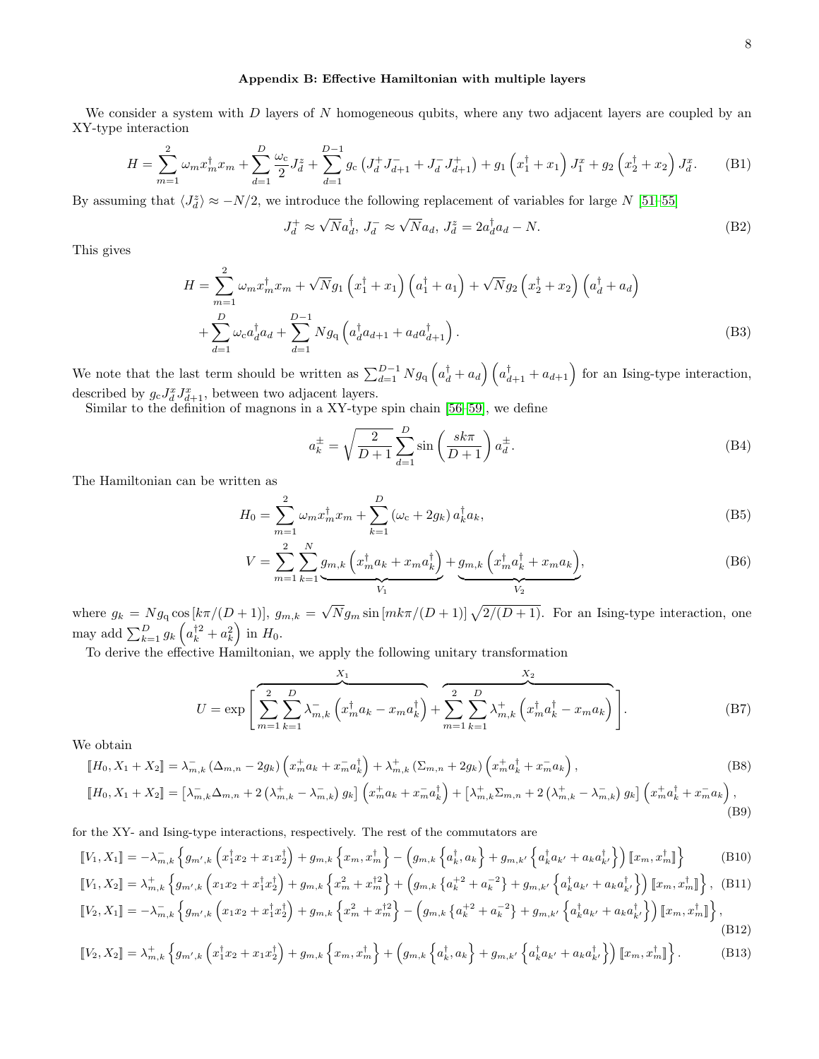## Appendix B: Effective Hamiltonian with multiple layers

We consider a system with $D$ layers of $N$ homogeneous qubits, where any two adjacent layers are coupled by an XY-type interaction

$$
H = \sum_{m=1}^{2} \omega_m x_m^\dagger x_m + \sum_{d=1}^{D} \frac{\omega_c}{2} J_d^z + \sum_{d=1}^{D-1} g_c \left( J_d^+ J_{d+1}^- + J_d^- J_{d+1}^+ \right) + g_1 \left( x_1^\dagger + x_1 \right) J_1^x + g_2 \left( x_2^\dagger + x_2 \right) J_d^x. \tag{B1}
$$

By assuming that $\langle J_d^z \rangle \approx -N/2$, we introduce the following replacement of variables for large $N$ [51–55]

$$
J_d^+ \approx \sqrt{N} a_d^\dagger,\ J_d^- \approx \sqrt{N} a_d,\ J_d^z = 2 a_d^\dagger a_d - N. \tag{B2}
$$

This gives

$$
\begin{aligned}
H = & \sum_{m=1}^{2} \omega_m x_m^\dagger x_m + \sqrt{N} g_1 \left( x_1^\dagger + x_1 \right) \left( a_1^\dagger + a_1 \right) + \sqrt{N} g_2 \left( x_2^\dagger + x_2 \right) \left( a_d^\dagger + a_d \right) \\
& + \sum_{d=1}^{D} \omega_c a_d^\dagger a_d + \sum_{d=1}^{D-1} N g_q \left( a_d^\dagger a_{d+1} + a_d a_{d+1}^\dagger \right).
\end{aligned} \tag{B3}
$$

We note that the last term should be written as $\sum_{d=1}^{D-1} N g_q \left( a_d^\dagger + a_d \right) \left( a_{d+1}^\dagger + a_{d+1} \right)$ for an Ising-type interaction, described by $g_c J_d^x J_{d+1}^x$, between two adjacent layers.

Similar to the definition of magnons in a XY-type spin chain [56–59], we define

$$
a_k^\pm = \sqrt{\frac{2}{D+1}} \sum_{d=1}^{D} \sin\left( \frac{sk\pi}{D+1} \right) a_d^\pm. \tag{B4}
$$

The Hamiltonian can be written as

$$
H_0 = \sum_{m=1}^{2} \omega_m x_m^\dagger x_m + \sum_{k=1}^{D} \left( \omega_c + 2 g_k \right) a_k^\dagger a_k, \tag{B5}
$$

$$
V = \sum_{m=1}^{2} \sum_{k=1}^{N} \underbrace{g_{m,k} \left( x_m^\dagger a_k + x_m a_k^\dagger \right)}_{V_1} + \underbrace{g_{m,k} \left( x_m^\dagger a_k^\dagger + x_m a_k \right)}_{V_2}, \tag{B6}
$$

where $g_k = N g_q \cos\left[ k\pi/(D+1) \right]$, $g_{m,k} = \sqrt{N} g_m \sin\left[ mk\pi/(D+1) \right] \sqrt{2/(D+1)}$. For an Ising-type interaction, one may add $\sum_{k=1}^{D} g_k \left( a_k^{\dagger 2} + a_k^2 \right)$ in $H_0$.

To derive the effective Hamiltonian, we apply the following unitary transformation

$$
U = \exp\left[ \overbrace{\sum_{m=1}^{2} \sum_{k=1}^{D} \lambda_{m,k}^- \left( x_m^\dagger a_k - x_m a_k^\dagger \right)}^{X_1} + \overbrace{\sum_{m=1}^{2} \sum_{k=1}^{D} \lambda_{m,k}^+ \left( x_m^\dagger a_k^\dagger - x_m a_k \right)}^{X_2} \right]. \tag{B7}
$$

We obtain

$$
[\![ H_0, X_1 + X_2 ]\!] = \lambda_{m,k}^- \left( \Delta_{m,n} - 2 g_k \right) \left( x_m^+ a_k + x_m^- a_k^\dagger \right) + \lambda_{m,k}^+ \left( \Sigma_{m,n} + 2 g_k \right) \left( x_m^+ a_k^\dagger + x_m^- a_k \right), \tag{B8}
$$

$$
[\![ H_0, X_1 + X_2 ]\!] = \left[ \lambda_{m,k}^- \Delta_{m,n} + 2 \left( \lambda_{m,k}^+ - \lambda_{m,k}^- \right) g_k \right] \left( x_m^+ a_k + x_m^- a_k^\dagger \right) + \left[ \lambda_{m,k}^+ \Sigma_{m,n} + 2 \left( \lambda_{m,k}^+ - \lambda_{m,k}^- \right) g_k \right] \left( x_m^+ a_k^\dagger + x_m^- a_k \right), \tag{B9}
$$

for the XY- and Ising-type interactions, respectively. The rest of the commutators are

$$
[\![ V_1, X_1 ]\!] = -\lambda_{m,k}^- \left\{ g_{m',k} \left( x_1^\dagger x_2 + x_1 x_2^\dagger \right) + g_{m,k} \left\{ x_m, x_m^\dagger \right\} - \left( g_{m,k} \left\{ a_k^\dagger, a_k \right\} + g_{m,k'} \left\{ a_k^\dagger a_{k'} + a_k a_{k'}^\dagger \right\} \right) [\![ x_m, x_m^\dagger ]\!] \right\} \tag{B10}
$$

$$
[\![ V_1, X_2 ]\!] = \lambda_{m,k}^+ \left\{ g_{m',k} \left( x_1 x_2 + x_1^\dagger x_2^\dagger \right) + g_{m,k} \left\{ x_m^2 + x_m^{\dagger 2} \right\} + \left( g_{m,k} \left\{ a_k^{+2} + a_k^{-2} \right\} + g_{m,k'} \left\{ a_k^\dagger a_{k'} + a_k a_{k'}^\dagger \right\} \right) [\![ x_m, x_m^\dagger ]\!] \right\}, \tag{B11}
$$

$$
[\![ V_2, X_1 ]\!] = -\lambda_{m,k}^- \left\{ g_{m',k} \left( x_1 x_2 + x_1^\dagger x_2^\dagger \right) + g_{m,k} \left\{ x_m^2 + x_m^{\dagger 2} \right\} - \left( g_{m,k} \left\{ a_k^{+2} + a_k^{-2} \right\} + g_{m,k'} \left\{ a_k^\dagger a_{k'} + a_k a_{k'}^\dagger \right\} \right) [\![ x_m, x_m^\dagger ]\!] \right\}, \tag{B12}
$$

$$
[\![ V_2, X_2 ]\!] = \lambda_{m,k}^+ \left\{ g_{m',k} \left( x_1^\dagger x_2 + x_1 x_2^\dagger \right) + g_{m,k} \left\{ x_m, x_m^\dagger \right\} + \left( g_{m,k} \left\{ a_k^\dagger, a_k \right\} + g_{m,k'} \left\{ a_k^\dagger a_{k'} + a_k a_{k'}^\dagger \right\} \right) [\![ x_m, x_m^\dagger ]\!] \right\}. \tag{B13}
$$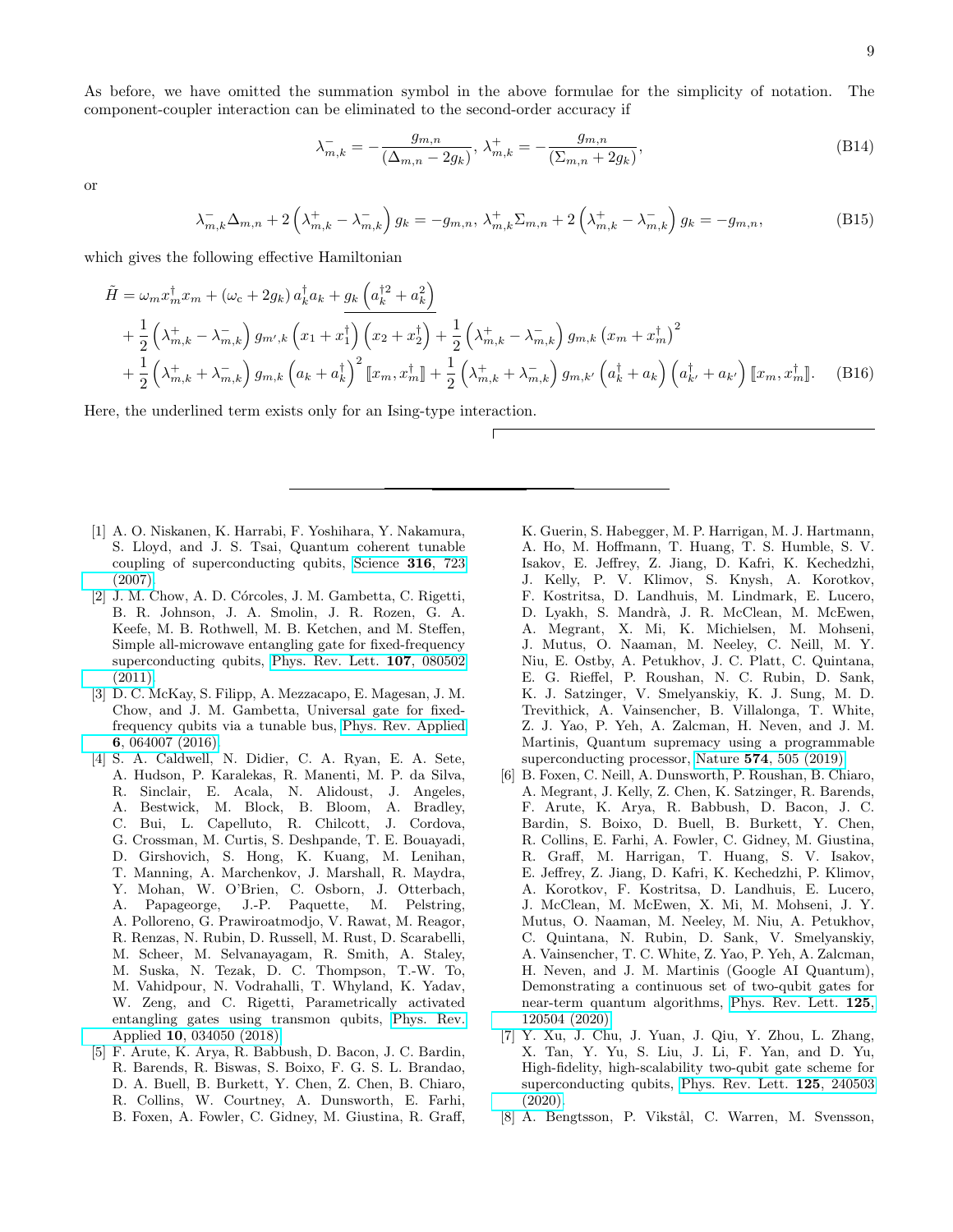As before, we have omitted the summation symbol in the above formulae for the simplicity of notation. The component-coupler interaction can be eliminated to the second-order accuracy if

$$\lambda^{-}_{m,k} = -\frac{g_{m,n}}{(\Delta_{m,n} - 2g_k)},\ \lambda^{+}_{m,k} = -\frac{g_{m,n}}{(\Sigma_{m,n} + 2g_k)}, \tag{B14}$$

or

$$\lambda^{-}_{m,k}\Delta_{m,n} + 2\left(\lambda^{+}_{m,k} - \lambda^{-}_{m,k}\right)g_k = -g_{m,n},\ \lambda^{+}_{m,k}\Sigma_{m,n} + 2\left(\lambda^{+}_{m,k} - \lambda^{-}_{m,k}\right)g_k = -g_{m,n}, \tag{B15}$$

which gives the following effective Hamiltonian

$$\begin{aligned}
\tilde{H} &= \omega_m x_m^\dagger x_m + (\omega_c + 2g_k)\, a_k^\dagger a_k + \underline{g_k\left(a_k^{\dagger 2} + a_k^2\right)} \\
&+ \frac{1}{2}\left(\lambda^{+}_{m,k} - \lambda^{-}_{m,k}\right) g_{m',k}\left(x_1 + x_1^\dagger\right)\left(x_2 + x_2^\dagger\right) + \frac{1}{2}\left(\lambda^{+}_{m,k} - \lambda^{-}_{m,k}\right) g_{m,k}\left(x_m + x_m^\dagger\right)^2 \\
&+ \frac{1}{2}\left(\lambda^{+}_{m,k} + \lambda^{-}_{m,k}\right) g_{m,k}\left(a_k + a_k^\dagger\right)^2 [\![x_m, x_m^\dagger]\!] + \frac{1}{2}\left(\lambda^{+}_{m,k} + \lambda^{-}_{m,k}\right) g_{m,k'}\left(a_k^\dagger + a_k\right)\left(a_{k'}^\dagger + a_{k'}\right)[\![x_m, x_m^\dagger]\!].
\end{aligned} \tag{B16}$$

Here, the underlined term exists only for an Ising-type interaction.

---

[1] A. O. Niskanen, K. Harrabi, F. Yoshihara, Y. Nakamura, S. Lloyd, and J. S. Tsai, Quantum coherent tunable coupling of superconducting qubits, Science **316**, 723 (2007).

[2] J. M. Chow, A. D. Córcoles, J. M. Gambetta, C. Rigetti, B. R. Johnson, J. A. Smolin, J. R. Rozen, G. A. Keefe, M. B. Rothwell, M. B. Ketchen, and M. Steffen, Simple all-microwave entangling gate for fixed-frequency superconducting qubits, Phys. Rev. Lett. **107**, 080502 (2011).

[3] D. C. McKay, S. Filipp, A. Mezzacapo, E. Magesan, J. M. Chow, and J. M. Gambetta, Universal gate for fixed-frequency qubits via a tunable bus, Phys. Rev. Applied **6**, 064007 (2016).

[4] S. A. Caldwell, N. Didier, C. A. Ryan, E. A. Sete, A. Hudson, P. Karalekas, R. Manenti, M. P. da Silva, R. Sinclair, E. Acala, N. Alidoust, J. Angeles, A. Bestwick, M. Block, B. Bloom, A. Bradley, C. Bui, L. Capelluto, R. Chilcott, J. Cordova, G. Crossman, M. Curtis, S. Deshpande, T. E. Bouayadi, D. Girshovich, S. Hong, K. Kuang, M. Lenihan, T. Manning, A. Marchenkov, J. Marshall, R. Maydra, Y. Mohan, W. O'Brien, C. Osborn, J. Otterbach, A. Papageorge, J.-P. Paquette, M. Pelstring, A. Polloreno, G. Prawiroatmodjo, V. Rawat, M. Reagor, R. Renzas, N. Rubin, D. Russell, M. Rust, D. Scarabelli, M. Scheer, M. Selvanayagam, R. Smith, A. Staley, M. Suska, N. Tezak, D. C. Thompson, T.-W. To, M. Vahidpour, N. Vodrahalli, T. Whyland, K. Yadav, W. Zeng, and C. Rigetti, Parametrically activated entangling gates using transmon qubits, Phys. Rev. Applied **10**, 034050 (2018).

[5] F. Arute, K. Arya, R. Babbush, D. Bacon, J. C. Bardin, R. Barends, R. Biswas, S. Boixo, F. G. S. L. Brandao, D. A. Buell, B. Burkett, Y. Chen, Z. Chen, B. Chiaro, R. Collins, W. Courtney, A. Dunsworth, E. Farhi, B. Foxen, A. Fowler, C. Gidney, M. Giustina, R. Graff, K. Guerin, S. Habegger, M. P. Harrigan, M. J. Hartmann, A. Ho, M. Hoffmann, T. Huang, T. S. Humble, S. V. Isakov, E. Jeffrey, Z. Jiang, D. Kafri, K. Kechedzhi, J. Kelly, P. V. Klimov, S. Knysh, A. Korotkov, F. Kostritsa, D. Landhuis, M. Lindmark, E. Lucero, D. Lyakh, S. Mandrà, J. R. McClean, M. McEwen, A. Megrant, X. Mi, K. Michielsen, M. Mohseni, J. Mutus, O. Naaman, M. Neeley, C. Neill, M. Y. Niu, E. Ostby, A. Petukhov, J. C. Platt, C. Quintana, E. G. Rieffel, P. Roushan, N. C. Rubin, D. Sank, K. J. Satzinger, V. Smelyanskiy, K. J. Sung, M. D. Trevithick, A. Vainsencher, B. Villalonga, T. White, Z. J. Yao, P. Yeh, A. Zalcman, H. Neven, and J. M. Martinis, Quantum supremacy using a programmable superconducting processor, Nature **574**, 505 (2019).

[6] B. Foxen, C. Neill, A. Dunsworth, P. Roushan, B. Chiaro, A. Megrant, J. Kelly, Z. Chen, K. Satzinger, R. Barends, F. Arute, K. Arya, R. Babbush, D. Bacon, J. C. Bardin, S. Boixo, D. Buell, B. Burkett, Y. Chen, R. Collins, E. Farhi, A. Fowler, C. Gidney, M. Giustina, R. Graff, M. Harrigan, T. Huang, S. V. Isakov, E. Jeffrey, Z. Jiang, D. Kafri, K. Kechedzhi, P. Klimov, A. Korotkov, F. Kostritsa, D. Landhuis, E. Lucero, J. McClean, M. McEwen, X. Mi, M. Mohseni, J. Y. Mutus, O. Naaman, M. Neeley, M. Niu, A. Petukhov, C. Quintana, N. Rubin, D. Sank, V. Smelyanskiy, A. Vainsencher, T. C. White, Z. Yao, P. Yeh, A. Zalcman, H. Neven, and J. M. Martinis (Google AI Quantum), Demonstrating a continuous set of two-qubit gates for near-term quantum algorithms, Phys. Rev. Lett. **125**, 120504 (2020).

[7] Y. Xu, J. Chu, J. Yuan, J. Qiu, Y. Zhou, L. Zhang, X. Tan, Y. Yu, S. Liu, J. Li, F. Yan, and D. Yu, High-fidelity, high-scalability two-qubit gate scheme for superconducting qubits, Phys. Rev. Lett. **125**, 240503 (2020).

[8] A. Bengtsson, P. Vikstål, C. Warren, M. Svensson,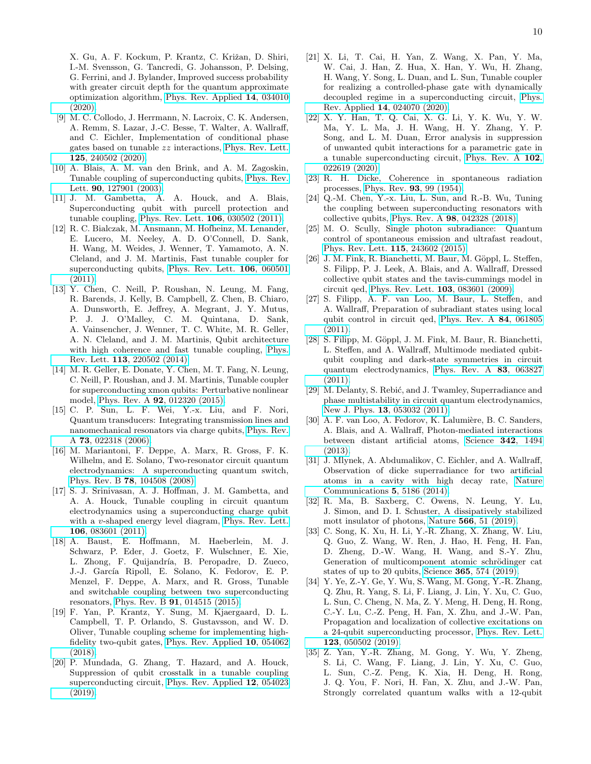X. Gu, A. F. Kockum, P. Krantz, C. Križan, D. Shiri, I.-M. Svensson, G. Tancredi, G. Johansson, P. Delsing, G. Ferrini, and J. Bylander, Improved success probability with greater circuit depth for the quantum approximate optimization algorithm, Phys. Rev. Applied **14**, 034010 (2020).

[9] M. C. Collodo, J. Herrmann, N. Lacroix, C. K. Andersen, A. Remm, S. Lazar, J.-C. Besse, T. Walter, A. Wallraff, and C. Eichler, Implementation of conditional phase gates based on tunable $zz$ interactions, Phys. Rev. Lett. **125**, 240502 (2020).

[10] A. Blais, A. M. van den Brink, and A. M. Zagoskin, Tunable coupling of superconducting qubits, Phys. Rev. Lett. **90**, 127901 (2003).

[11] J. M. Gambetta, A. A. Houck, and A. Blais, Superconducting qubit with purcell protection and tunable coupling, Phys. Rev. Lett. **106**, 030502 (2011).

[12] R. C. Bialczak, M. Ansmann, M. Hofheinz, M. Lenander, E. Lucero, M. Neeley, A. D. O'Connell, D. Sank, H. Wang, M. Weides, J. Wenner, T. Yamamoto, A. N. Cleland, and J. M. Martinis, Fast tunable coupler for superconducting qubits, Phys. Rev. Lett. **106**, 060501 (2011).

[13] Y. Chen, C. Neill, P. Roushan, N. Leung, M. Fang, R. Barends, J. Kelly, B. Campbell, Z. Chen, B. Chiaro, A. Dunsworth, E. Jeffrey, A. Megrant, J. Y. Mutus, P. J. J. O'Malley, C. M. Quintana, D. Sank, A. Vainsencher, J. Wenner, T. C. White, M. R. Geller, A. N. Cleland, and J. M. Martinis, Qubit architecture with high coherence and fast tunable coupling, Phys. Rev. Lett. **113**, 220502 (2014).

[14] M. R. Geller, E. Donate, Y. Chen, M. T. Fang, N. Leung, C. Neill, P. Roushan, and J. M. Martinis, Tunable coupler for superconducting xmon qubits: Perturbative nonlinear model, Phys. Rev. A **92**, 012320 (2015).

[15] C. P. Sun, L. F. Wei, Y.-x. Liu, and F. Nori, Quantum transducers: Integrating transmission lines and nanomechanical resonators via charge qubits, Phys. Rev. A **73**, 022318 (2006).

[16] M. Mariantoni, F. Deppe, A. Marx, R. Gross, F. K. Wilhelm, and E. Solano, Two-resonator circuit quantum electrodynamics: A superconducting quantum switch, Phys. Rev. B **78**, 104508 (2008).

[17] S. J. Srinivasan, A. J. Hoffman, J. M. Gambetta, and A. A. Houck, Tunable coupling in circuit quantum electrodynamics using a superconducting charge qubit with a $v$-shaped energy level diagram, Phys. Rev. Lett. **106**, 083601 (2011).

[18] A. Baust, E. Hoffmann, M. Haeberlein, M. J. Schwarz, P. Eder, J. Goetz, F. Wulschner, E. Xie, L. Zhong, F. Quijandría, B. Peropadre, D. Zueco, J.-J. García Ripoll, E. Solano, K. Fedorov, E. P. Menzel, F. Deppe, A. Marx, and R. Gross, Tunable and switchable coupling between two superconducting resonators, Phys. Rev. B **91**, 014515 (2015).

[19] F. Yan, P. Krantz, Y. Sung, M. Kjaergaard, D. L. Campbell, T. P. Orlando, S. Gustavsson, and W. D. Oliver, Tunable coupling scheme for implementing high-fidelity two-qubit gates, Phys. Rev. Applied **10**, 054062 (2018).

[20] P. Mundada, G. Zhang, T. Hazard, and A. Houck, Suppression of qubit crosstalk in a tunable coupling superconducting circuit, Phys. Rev. Applied **12**, 054023 (2019).

[21] X. Li, T. Cai, H. Yan, Z. Wang, X. Pan, Y. Ma, W. Cai, J. Han, Z. Hua, X. Han, Y. Wu, H. Zhang, H. Wang, Y. Song, L. Duan, and L. Sun, Tunable coupler for realizing a controlled-phase gate with dynamically decoupled regime in a superconducting circuit, Phys. Rev. Applied **14**, 024070 (2020).

[22] X. Y. Han, T. Q. Cai, X. G. Li, Y. K. Wu, Y. W. Ma, Y. L. Ma, J. H. Wang, H. Y. Zhang, Y. P. Song, and L. M. Duan, Error analysis in suppression of unwanted qubit interactions for a parametric gate in a tunable superconducting circuit, Phys. Rev. A **102**, 022619 (2020).

[23] R. H. Dicke, Coherence in spontaneous radiation processes, Phys. Rev. **93**, 99 (1954).

[24] Q.-M. Chen, Y.-x. Liu, L. Sun, and R.-B. Wu, Tuning the coupling between superconducting resonators with collective qubits, Phys. Rev. A **98**, 042328 (2018).

[25] M. O. Scully, Single photon subradiance: Quantum control of spontaneous emission and ultrafast readout, Phys. Rev. Lett. **115**, 243602 (2015).

[26] J. M. Fink, R. Bianchetti, M. Baur, M. Göppl, L. Steffen, S. Filipp, P. J. Leek, A. Blais, and A. Wallraff, Dressed collective qubit states and the tavis-cummings model in circuit qed, Phys. Rev. Lett. **103**, 083601 (2009).

[27] S. Filipp, A. F. van Loo, M. Baur, L. Steffen, and A. Wallraff, Preparation of subradiant states using local qubit control in circuit qed, Phys. Rev. A **84**, 061805 (2011).

[28] S. Filipp, M. Göppl, J. M. Fink, M. Baur, R. Bianchetti, L. Steffen, and A. Wallraff, Multimode mediated qubit-qubit coupling and dark-state symmetries in circuit quantum electrodynamics, Phys. Rev. A **83**, 063827 (2011).

[29] M. Delanty, S. Rebić, and J. Twamley, Superradiance and phase multistability in circuit quantum electrodynamics, New J. Phys. **13**, 053032 (2011).

[30] A. F. van Loo, A. Fedorov, K. Lalumière, B. C. Sanders, A. Blais, and A. Wallraff, Photon-mediated interactions between distant artificial atoms, Science **342**, 1494 (2013).

[31] J. Mlynek, A. Abdumalikov, C. Eichler, and A. Wallraff, Observation of dicke superradiance for two artificial atoms in a cavity with high decay rate, Nature Communications **5**, 5186 (2014).

[32] R. Ma, B. Saxberg, C. Owens, N. Leung, Y. Lu, J. Simon, and D. I. Schuster, A dissipatively stabilized mott insulator of photons, Nature **566**, 51 (2019).

[33] C. Song, K. Xu, H. Li, Y.-R. Zhang, X. Zhang, W. Liu, Q. Guo, Z. Wang, W. Ren, J. Hao, H. Feng, H. Fan, D. Zheng, D.-W. Wang, H. Wang, and S.-Y. Zhu, Generation of multicomponent atomic schrödinger cat states of up to 20 qubits, Science **365**, 574 (2019).

[34] Y. Ye, Z.-Y. Ge, Y. Wu, S. Wang, M. Gong, Y.-R. Zhang, Q. Zhu, R. Yang, S. Li, F. Liang, J. Lin, Y. Xu, C. Guo, L. Sun, C. Cheng, N. Ma, Z. Y. Meng, H. Deng, H. Rong, C.-Y. Lu, C.-Z. Peng, H. Fan, X. Zhu, and J.-W. Pan, Propagation and localization of collective excitations on a 24-qubit superconducting processor, Phys. Rev. Lett. **123**, 050502 (2019).

[35] Z. Yan, Y.-R. Zhang, M. Gong, Y. Wu, Y. Zheng, S. Li, C. Wang, F. Liang, J. Lin, Y. Xu, C. Guo, L. Sun, C.-Z. Peng, K. Xia, H. Deng, H. Rong, J. Q. You, F. Nori, H. Fan, X. Zhu, and J.-W. Pan, Strongly correlated quantum walks with a 12-qubit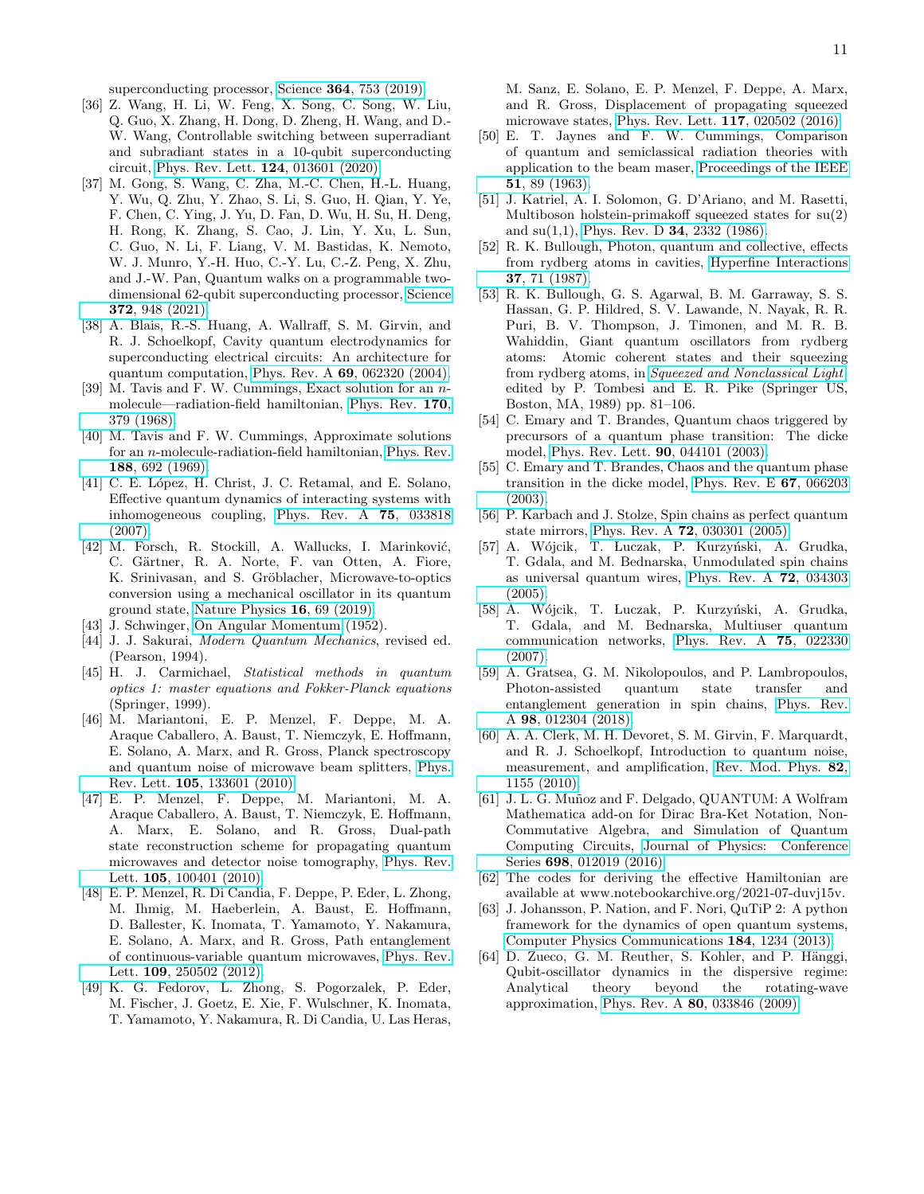superconducting processor, Science **364**, 753 (2019).

[36] Z. Wang, H. Li, W. Feng, X. Song, C. Song, W. Liu, Q. Guo, X. Zhang, H. Dong, D. Zheng, H. Wang, and D.-W. Wang, Controllable switching between superradiant and subradiant states in a 10-qubit superconducting circuit, Phys. Rev. Lett. **124**, 013601 (2020).

[37] M. Gong, S. Wang, C. Zha, M.-C. Chen, H.-L. Huang, Y. Wu, Q. Zhu, Y. Zhao, S. Li, S. Guo, H. Qian, Y. Ye, F. Chen, C. Ying, J. Yu, D. Fan, D. Wu, H. Su, H. Deng, H. Rong, K. Zhang, S. Cao, J. Lin, Y. Xu, L. Sun, C. Guo, N. Li, F. Liang, V. M. Bastidas, K. Nemoto, W. J. Munro, Y.-H. Huo, C.-Y. Lu, C.-Z. Peng, X. Zhu, and J.-W. Pan, Quantum walks on a programmable two-dimensional 62-qubit superconducting processor, Science **372**, 948 (2021).

[38] A. Blais, R.-S. Huang, A. Wallraff, S. M. Girvin, and R. J. Schoelkopf, Cavity quantum electrodynamics for superconducting electrical circuits: An architecture for quantum computation, Phys. Rev. A **69**, 062320 (2004).

[39] M. Tavis and F. W. Cummings, Exact solution for an $n$-molecule—radiation-field hamiltonian, Phys. Rev. **170**, 379 (1968).

[40] M. Tavis and F. W. Cummings, Approximate solutions for an $n$-molecule-radiation-field hamiltonian, Phys. Rev. **188**, 692 (1969).

[41] C. E. López, H. Christ, J. C. Retamal, and E. Solano, Effective quantum dynamics of interacting systems with inhomogeneous coupling, Phys. Rev. A **75**, 033818 (2007).

[42] M. Forsch, R. Stockill, A. Wallucks, I. Marinković, C. Gärtner, R. A. Norte, F. van Otten, A. Fiore, K. Srinivasan, and S. Gröblacher, Microwave-to-optics conversion using a mechanical oscillator in its quantum ground state, Nature Physics **16**, 69 (2019).

[43] J. Schwinger, On Angular Momentum (1952).

[44] J. J. Sakurai, *Modern Quantum Mechanics*, revised ed. (Pearson, 1994).

[45] H. J. Carmichael, *Statistical methods in quantum optics 1: master equations and Fokker-Planck equations* (Springer, 1999).

[46] M. Mariantoni, E. P. Menzel, F. Deppe, M. A. Araque Caballero, A. Baust, T. Niemczyk, E. Hoffmann, E. Solano, A. Marx, and R. Gross, Planck spectroscopy and quantum noise of microwave beam splitters, Phys. Rev. Lett. **105**, 133601 (2010).

[47] E. P. Menzel, F. Deppe, M. Mariantoni, M. A. Araque Caballero, A. Baust, T. Niemczyk, E. Hoffmann, A. Marx, E. Solano, and R. Gross, Dual-path state reconstruction scheme for propagating quantum microwaves and detector noise tomography, Phys. Rev. Lett. **105**, 100401 (2010).

[48] E. P. Menzel, R. Di Candia, F. Deppe, P. Eder, L. Zhong, M. Ihmig, M. Haeberlein, A. Baust, E. Hoffmann, D. Ballester, K. Inomata, T. Yamamoto, Y. Nakamura, E. Solano, A. Marx, and R. Gross, Path entanglement of continuous-variable quantum microwaves, Phys. Rev. Lett. **109**, 250502 (2012).

[49] K. G. Fedorov, L. Zhong, S. Pogorzalek, P. Eder, M. Fischer, J. Goetz, E. Xie, F. Wulschner, K. Inomata, T. Yamamoto, Y. Nakamura, R. Di Candia, U. Las Heras, M. Sanz, E. Solano, E. P. Menzel, F. Deppe, A. Marx, and R. Gross, Displacement of propagating squeezed microwave states, Phys. Rev. Lett. **117**, 020502 (2016).

[50] E. T. Jaynes and F. W. Cummings, Comparison of quantum and semiclassical radiation theories with application to the beam maser, Proceedings of the IEEE **51**, 89 (1963).

[51] J. Katriel, A. I. Solomon, G. D'Ariano, and M. Rasetti, Multiboson holstein-primakoff squeezed states for su(2) and su(1,1), Phys. Rev. D **34**, 2332 (1986).

[52] R. K. Bullough, Photon, quantum and collective, effects from rydberg atoms in cavities, Hyperfine Interactions **37**, 71 (1987).

[53] R. K. Bullough, G. S. Agarwal, B. M. Garraway, S. S. Hassan, G. P. Hildred, S. V. Lawande, N. Nayak, R. R. Puri, B. V. Thompson, J. Timonen, and M. R. B. Wahiddin, Giant quantum oscillators from rydberg atoms: Atomic coherent states and their squeezing from rydberg atoms, in *Squeezed and Nonclassical Light*, edited by P. Tombesi and E. R. Pike (Springer US, Boston, MA, 1989) pp. 81–106.

[54] C. Emary and T. Brandes, Quantum chaos triggered by precursors of a quantum phase transition: The dicke model, Phys. Rev. Lett. **90**, 044101 (2003).

[55] C. Emary and T. Brandes, Chaos and the quantum phase transition in the dicke model, Phys. Rev. E **67**, 066203 (2003).

[56] P. Karbach and J. Stolze, Spin chains as perfect quantum state mirrors, Phys. Rev. A **72**, 030301 (2005).

[57] A. Wójcik, T. Łuczak, P. Kurzyński, A. Grudka, T. Gdala, and M. Bednarska, Unmodulated spin chains as universal quantum wires, Phys. Rev. A **72**, 034303 (2005).

[58] A. Wójcik, T. Łuczak, P. Kurzyński, A. Grudka, T. Gdala, and M. Bednarska, Multiuser quantum communication networks, Phys. Rev. A **75**, 022330 (2007).

[59] A. Gratsea, G. M. Nikolopoulos, and P. Lambropoulos, Photon-assisted quantum state transfer and entanglement generation in spin chains, Phys. Rev. A **98**, 012304 (2018).

[60] A. A. Clerk, M. H. Devoret, S. M. Girvin, F. Marquardt, and R. J. Schoelkopf, Introduction to quantum noise, measurement, and amplification, Rev. Mod. Phys. **82**, 1155 (2010).

[61] J. L. G. Muñoz and F. Delgado, QUANTUM: A Wolfram Mathematica add-on for Dirac Bra-Ket Notation, Non-Commutative Algebra, and Simulation of Quantum Computing Circuits, Journal of Physics: Conference Series **698**, 012019 (2016).

[62] The codes for deriving the effective Hamiltonian are available at www.notebookarchive.org/2021-07-duvj15v.

[63] J. Johansson, P. Nation, and F. Nori, QuTiP 2: A python framework for the dynamics of open quantum systems, Computer Physics Communications **184**, 1234 (2013).

[64] D. Zueco, G. M. Reuther, S. Kohler, and P. Hänggi, Qubit-oscillator dynamics in the dispersive regime: Analytical theory beyond the rotating-wave approximation, Phys. Rev. A **80**, 033846 (2009).